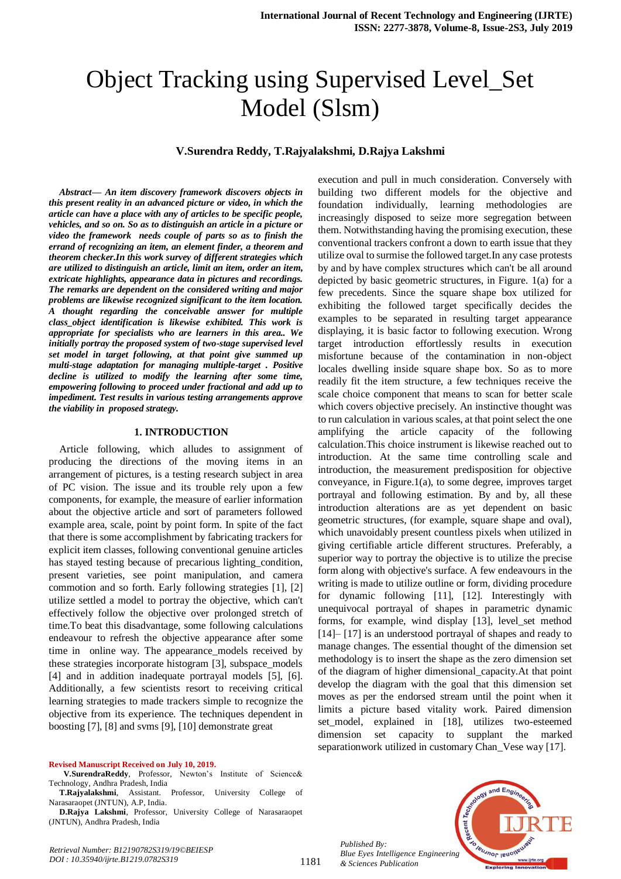# Object Tracking using Supervised Level_Set Model (Slsm)

**V.Surendra Reddy, T.Rajyalakshmi, D.Rajya Lakshmi**

***Abstract— An item discovery framework discovers objects in this present reality in an advanced picture or video, in which the article can have a place with any of articles to be specific people, vehicles, and so on. So as to distinguish an article in a picture or video the framework needs couple of parts so as to finish the errand of recognizing an item, an element finder, a theorem and theorem checker.In this work survey of different strategies which are utilized to distinguish an article, limit an item, order an item, extricate highlights, appearance data in pictures and recordings. The remarks are dependent on the considered writing and major problems are likewise recognized significant to the item location. A thought regarding the conceivable answer for multiple class_object identification is likewise exhibited. This work is appropriate for specialists who are learners in this area.. We initially portray the proposed system of two-stage supervised level set model in target following, at that point give summed up multi-stage adaptation for managing multiple-target . Positive decline is utilized to modify the learning after some time, empowering following to proceed under fractional and add up to impediment. Test results in various testing arrangements approve the viability in proposed strategy.***

## 1. INTRODUCTION

Article following, which alludes to assignment of producing the directions of the moving items in an arrangement of pictures, is a testing research subject in area of PC vision. The issue and its trouble rely upon a few components, for example, the measure of earlier information about the objective article and sort of parameters followed example area, scale, point by point form. In spite of the fact that there is some accomplishment by fabricating trackers for explicit item classes, following conventional genuine articles has stayed testing because of precarious lighting_condition, present varieties, see point manipulation, and camera commotion and so forth. Early following strategies [1], [2] utilize settled a model to portray the objective, which can't effectively follow the objective over prolonged stretch of time.To beat this disadvantage, some following calculations endeavour to refresh the objective appearance after some time in online way. The appearance_models received by these strategies incorporate histogram [3], subspace_models [4] and in addition inadequate portrayal models [5], [6]. Additionally, a few scientists resort to receiving critical learning strategies to made trackers simple to recognize the objective from its experience. The techniques dependent in boosting [7], [8] and svms [9], [10] demonstrate great execution and pull in much consideration. Conversely with building two different models for the objective and foundation individually, learning methodologies are increasingly disposed to seize more segregation between them. Notwithstanding having the promising execution, these conventional trackers confront a down to earth issue that they utilize oval to surmise the followed target.In any case protests by and by have complex structures which can't be all around depicted by basic geometric structures, in Figure. 1(a) for a few precedents. Since the square shape box utilized for exhibiting the followed target specifically decides the examples to be separated in resulting target appearance displaying, it is basic factor to following execution. Wrong target introduction effortlessly results in execution misfortune because of the contamination in non-object locales dwelling inside square shape box. So as to more readily fit the item structure, a few techniques receive the scale choice component that means to scan for better scale which covers objective precisely. An instinctive thought was to run calculation in various scales, at that point select the one amplifying the article capacity of the following calculation.This choice instrument is likewise reached out to introduction. At the same time controlling scale and introduction, the measurement predisposition for objective conveyance, in Figure.1(a), to some degree, improves target portrayal and following estimation. By and by, all these introduction alterations are as yet dependent on basic geometric structures, (for example, square shape and oval), which unavoidably present countless pixels when utilized in giving certifiable article different structures. Preferably, a superior way to portray the objective is to utilize the precise form along with objective's surface. A few endeavours in the writing is made to utilize outline or form, dividing procedure for dynamic following [11], [12]. Interestingly with unequivocal portrayal of shapes in parametric dynamic forms, for example, wind display [13], level_set method [14]– [17] is an understood portrayal of shapes and ready to manage changes. The essential thought of the dimension set methodology is to insert the shape as the zero dimension set of the diagram of higher dimensional_capacity.At that point develop the diagram with the goal that this dimension set moves as per the endorsed stream until the point when it limits a picture based vitality work. Paired dimension set_model, explained in [18], utilizes two-esteemed dimension set capacity to supplant the marked separationwork utilized in customary Chan_Vese way [17].

**Revised Manuscript Received on July 10, 2019.**

**V.SurendraReddy**, Professor, Newton's Institute of Science& Technology, Andhra Pradesh, India

**T.Rajyalakshmi**, Assistant. Professor, University College of Narasaraopet (JNTUN), A.P, India.

**D.Rajya Lakshmi**, Professor, University College of Narasaraopet (JNTUN), Andhra Pradesh, India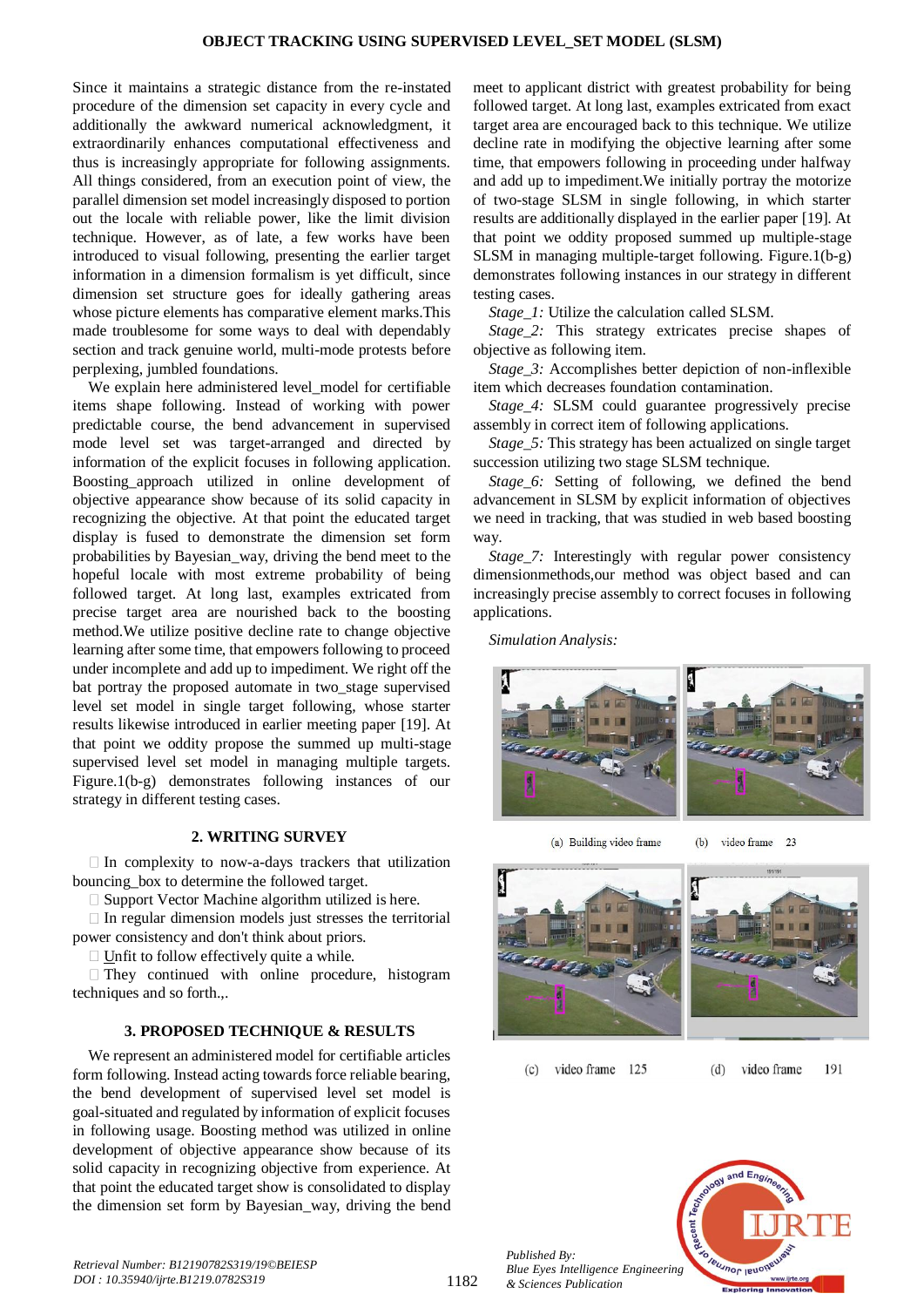Since it maintains a strategic distance from the re-instated procedure of the dimension set capacity in every cycle and additionally the awkward numerical acknowledgment, it extraordinarily enhances computational effectiveness and thus is increasingly appropriate for following assignments. All things considered, from an execution point of view, the parallel dimension set model increasingly disposed to portion out the locale with reliable power, like the limit division technique. However, as of late, a few works have been introduced to visual following, presenting the earlier target information in a dimension formalism is yet difficult, since dimension set structure goes for ideally gathering areas whose picture elements has comparative element marks.This made troublesome for some ways to deal with dependably section and track genuine world, multi-mode protests before perplexing, jumbled foundations.

We explain here administered level_model for certifiable items shape following. Instead of working with power predictable course, the bend advancement in supervised mode level set was target-arranged and directed by information of the explicit focuses in following application. Boosting_approach utilized in online development of objective appearance show because of its solid capacity in recognizing the objective. At that point the educated target display is fused to demonstrate the dimension set form probabilities by Bayesian_way, driving the bend meet to the hopeful locale with most extreme probability of being followed target. At long last, examples extricated from precise target area are nourished back to the boosting method.We utilize positive decline rate to change objective learning after some time, that empowers following to proceed under incomplete and add up to impediment. We right off the bat portray the proposed automate in two_stage supervised level set model in single target following, whose starter results likewise introduced in earlier meeting paper [19]. At that point we oddity propose the summed up multi-stage supervised level set model in managing multiple targets. Figure.1(b-g) demonstrates following instances of our strategy in different testing cases.

## 2. WRITING SURVEY

- In complexity to now-a-days trackers that utilization bouncing_box to determine the followed target.
- Support Vector Machine algorithm utilized is here.
- In regular dimension models just stresses the territorial power consistency and don't think about priors.
- Unfit to follow effectively quite a while.
- They continued with online procedure, histogram techniques and so forth.,.

## 3. PROPOSED TECHNIQUE & RESULTS

We represent an administered model for certifiable articles form following. Instead acting towards force reliable bearing, the bend development of supervised level set model is goal-situated and regulated by information of explicit focuses in following usage. Boosting method was utilized in online development of objective appearance show because of its solid capacity in recognizing objective from experience. At that point the educated target show is consolidated to display the dimension set form by Bayesian_way, driving the bend meet to applicant district with greatest probability for being followed target. At long last, examples extricated from exact target area are encouraged back to this technique. We utilize decline rate in modifying the objective learning after some time, that empowers following in proceeding under halfway and add up to impediment.We initially portray the motorize of two-stage SLSM in single following, in which starter results are additionally displayed in the earlier paper [19]. At that point we oddity proposed summed up multiple-stage SLSM in managing multiple-target following. Figure.1(b-g) demonstrates following instances in our strategy in different testing cases.

*Stage_1:* Utilize the calculation called SLSM.

*Stage_2:* This strategy extricates precise shapes of objective as following item.

*Stage_3:* Accomplishes better depiction of non-inflexible item which decreases foundation contamination.

*Stage_4:* SLSM could guarantee progressively precise assembly in correct item of following applications.

*Stage_5:* This strategy has been actualized on single target succession utilizing two stage SLSM technique.

*Stage_6:* Setting of following, we defined the bend advancement in SLSM by explicit information of objectives we need in tracking, that was studied in web based boosting way.

*Stage_7:* Interestingly with regular power consistency dimensionmethods,our method was object based and can increasingly precise assembly to correct focuses in following applications.

*Simulation Analysis:*

(a) Building video frame (b) video frame 23

(c) video frame 125 (d) video frame 191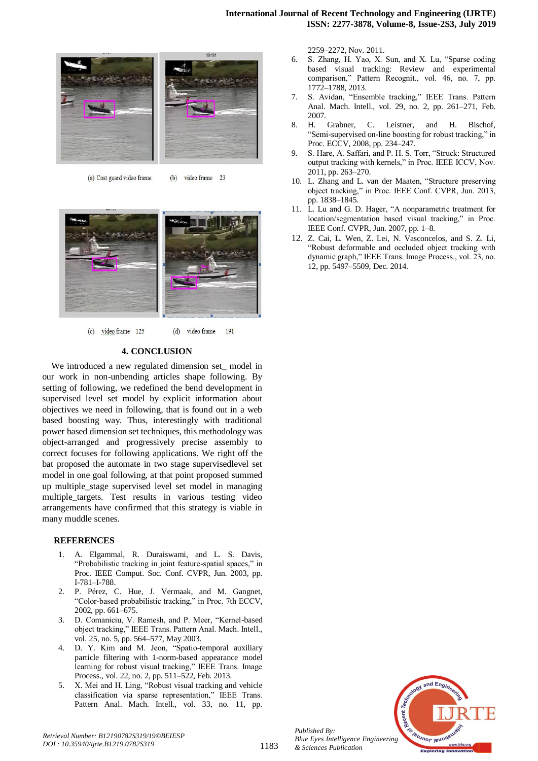(a) Cost guard video frame (b) video frame 23

(c) video frame 125 (d) video frame 191

## 4. CONCLUSION

We introduced a new regulated dimension set_ model in our work in non-unbending articles shape following. By setting of following, we redefined the bend development in supervised level set model by explicit information about objectives we need in following, that is found out in a web based boosting way. Thus, interestingly with traditional power based dimension set techniques, this methodology was object-arranged and progressively precise assembly to correct focuses for following applications. We right off the bat proposed the automate in two stage supervisedlevel set model in one goal following, at that point proposed summed up multiple_stage supervised level set model in managing multiple_targets. Test results in various testing video arrangements have confirmed that this strategy is viable in many muddle scenes.

## REFERENCES

1. A. Elgammal, R. Duraiswami, and L. S. Davis, “Probabilistic tracking in joint feature-spatial spaces,” in Proc. IEEE Comput. Soc. Conf. CVPR, Jun. 2003, pp. I-781–I-788.
2. P. Pérez, C. Hue, J. Vermaak, and M. Gangnet, “Color-based probabilistic tracking,” in Proc. 7th ECCV, 2002, pp. 661–675.
3. D. Comaniciu, V. Ramesh, and P. Meer, “Kernel-based object tracking,” IEEE Trans. Pattern Anal. Mach. Intell., vol. 25, no. 5, pp. 564–577, May 2003.
4. D. Y. Kim and M. Jeon, “Spatio-temporal auxiliary particle filtering with 1-norm-based appearance model learning for robust visual tracking,” IEEE Trans. Image Process., vol. 22, no. 2, pp. 511–522, Feb. 2013.
5. X. Mei and H. Ling, “Robust visual tracking and vehicle classification via sparse representation,” IEEE Trans. Pattern Anal. Mach. Intell., vol. 33, no. 11, pp. 2259–2272, Nov. 2011.
6. S. Zhang, H. Yao, X. Sun, and X. Lu, “Sparse coding based visual tracking: Review and experimental comparison,” Pattern Recognit., vol. 46, no. 7, pp. 1772–1788, 2013.
7. S. Avidan, “Ensemble tracking,” IEEE Trans. Pattern Anal. Mach. Intell., vol. 29, no. 2, pp. 261–271, Feb. 2007.
8. H. Grabner, C. Leistner, and H. Bischof, “Semi-supervised on-line boosting for robust tracking,” in Proc. ECCV, 2008, pp. 234–247.
9. S. Hare, A. Saffari, and P. H. S. Torr, “Struck: Structured output tracking with kernels,” in Proc. IEEE ICCV, Nov. 2011, pp. 263–270.
10. L. Zhang and L. van der Maaten, “Structure preserving object tracking,” in Proc. IEEE Conf. CVPR, Jun. 2013, pp. 1838–1845.
11. L. Lu and G. D. Hager, “A nonparametric treatment for location/segmentation based visual tracking,” in Proc. IEEE Conf. CVPR, Jun. 2007, pp. 1–8.
12. Z. Cai, L. Wen, Z. Lei, N. Vasconcelos, and S. Z. Li, “Robust deformable and occluded object tracking with dynamic graph,” IEEE Trans. Image Process., vol. 23, no. 12, pp. 5497–5509, Dec. 2014.